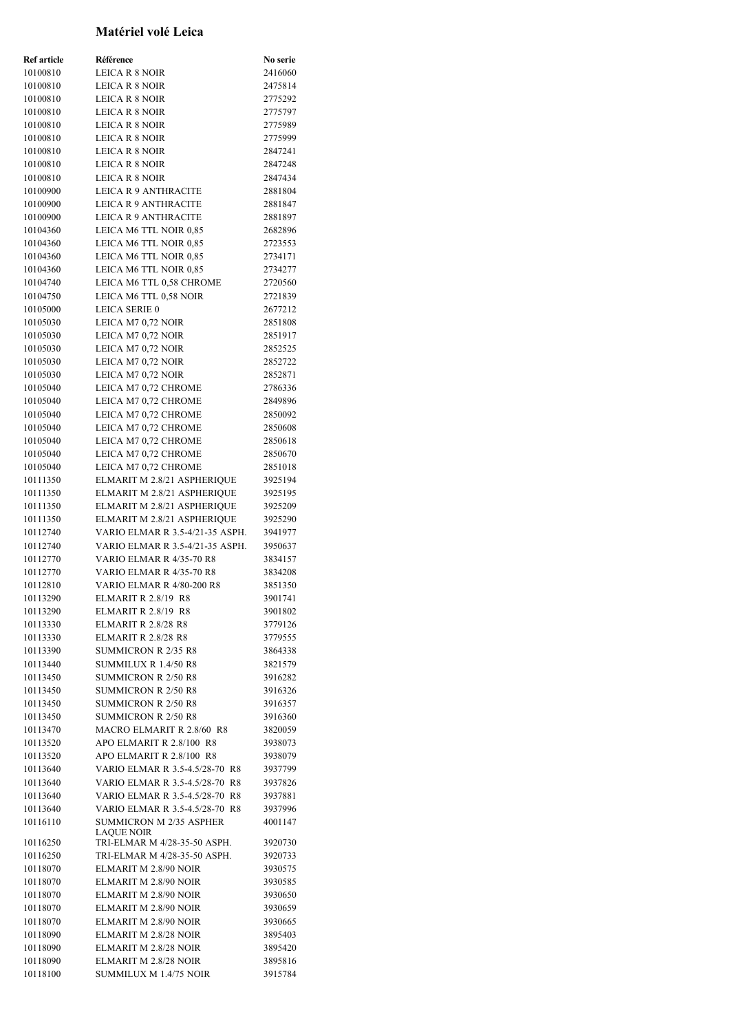# Matériel volé Leica

| Ref article | Référence | No serie |
|---|---|---|
| 10100810 | LEICA R 8 NOIR | 2416060 |
| 10100810 | LEICA R 8 NOIR | 2475814 |
| 10100810 | LEICA R 8 NOIR | 2775292 |
| 10100810 | LEICA R 8 NOIR | 2775797 |
| 10100810 | LEICA R 8 NOIR | 2775989 |
| 10100810 | LEICA R 8 NOIR | 2775999 |
| 10100810 | LEICA R 8 NOIR | 2847241 |
| 10100810 | LEICA R 8 NOIR | 2847248 |
| 10100810 | LEICA R 8 NOIR | 2847434 |
| 10100900 | LEICA R 9 ANTHRACITE | 2881804 |
| 10100900 | LEICA R 9 ANTHRACITE | 2881847 |
| 10100900 | LEICA R 9 ANTHRACITE | 2881897 |
| 10104360 | LEICA M6 TTL NOIR 0,85 | 2682896 |
| 10104360 | LEICA M6 TTL NOIR 0,85 | 2723553 |
| 10104360 | LEICA M6 TTL NOIR 0,85 | 2734171 |
| 10104360 | LEICA M6 TTL NOIR 0,85 | 2734277 |
| 10104740 | LEICA M6 TTL 0,58 CHROME | 2720560 |
| 10104750 | LEICA M6 TTL 0,58 NOIR | 2721839 |
| 10105000 | LEICA SERIE 0 | 2677212 |
| 10105030 | LEICA M7 0,72 NOIR | 2851808 |
| 10105030 | LEICA M7 0,72 NOIR | 2851917 |
| 10105030 | LEICA M7 0,72 NOIR | 2852525 |
| 10105030 | LEICA M7 0,72 NOIR | 2852722 |
| 10105030 | LEICA M7 0,72 NOIR | 2852871 |
| 10105040 | LEICA M7 0,72 CHROME | 2786336 |
| 10105040 | LEICA M7 0,72 CHROME | 2849896 |
| 10105040 | LEICA M7 0,72 CHROME | 2850092 |
| 10105040 | LEICA M7 0,72 CHROME | 2850608 |
| 10105040 | LEICA M7 0,72 CHROME | 2850618 |
| 10105040 | LEICA M7 0,72 CHROME | 2850670 |
| 10105040 | LEICA M7 0,72 CHROME | 2851018 |
| 10111350 | ELMARIT M 2.8/21 ASPHERIQUE | 3925194 |
| 10111350 | ELMARIT M 2.8/21 ASPHERIQUE | 3925195 |
| 10111350 | ELMARIT M 2.8/21 ASPHERIQUE | 3925209 |
| 10111350 | ELMARIT M 2.8/21 ASPHERIQUE | 3925290 |
| 10112740 | VARIO ELMAR R 3.5-4/21-35 ASPH. | 3941977 |
| 10112740 | VARIO ELMAR R 3.5-4/21-35 ASPH. | 3950637 |
| 10112770 | VARIO ELMAR R 4/35-70 R8 | 3834157 |
| 10112770 | VARIO ELMAR R 4/35-70 R8 | 3834208 |
| 10112810 | VARIO ELMAR R 4/80-200 R8 | 3851350 |
| 10113290 | ELMARIT R 2.8/19 R8 | 3901741 |
| 10113290 | ELMARIT R 2.8/19 R8 | 3901802 |
| 10113330 | ELMARIT R 2.8/28 R8 | 3779126 |
| 10113330 | ELMARIT R 2.8/28 R8 | 3779555 |
| 10113390 | SUMMICRON R 2/35 R8 | 3864338 |
| 10113440 | SUMMILUX R 1.4/50 R8 | 3821579 |
| 10113450 | SUMMICRON R 2/50 R8 | 3916282 |
| 10113450 | SUMMICRON R 2/50 R8 | 3916326 |
| 10113450 | SUMMICRON R 2/50 R8 | 3916357 |
| 10113450 | SUMMICRON R 2/50 R8 | 3916360 |
| 10113470 | MACRO ELMARIT R 2.8/60 R8 | 3820059 |
| 10113520 | APO ELMARIT R 2.8/100 R8 | 3938073 |
| 10113520 | APO ELMARIT R 2.8/100 R8 | 3938079 |
| 10113640 | VARIO ELMAR R 3.5-4.5/28-70 R8 | 3937799 |
| 10113640 | VARIO ELMAR R 3.5-4.5/28-70 R8 | 3937826 |
| 10113640 | VARIO ELMAR R 3.5-4.5/28-70 R8 | 3937881 |
| 10113640 | VARIO ELMAR R 3.5-4.5/28-70 R8 | 3937996 |
| 10116110 | SUMMICRON M 2/35 ASPHER LAQUE NOIR | 4001147 |
| 10116250 | TRI-ELMAR M 4/28-35-50 ASPH. | 3920730 |
| 10116250 | TRI-ELMAR M 4/28-35-50 ASPH. | 3920733 |
| 10118070 | ELMARIT M 2.8/90 NOIR | 3930575 |
| 10118070 | ELMARIT M 2.8/90 NOIR | 3930585 |
| 10118070 | ELMARIT M 2.8/90 NOIR | 3930650 |
| 10118070 | ELMARIT M 2.8/90 NOIR | 3930659 |
| 10118070 | ELMARIT M 2.8/90 NOIR | 3930665 |
| 10118090 | ELMARIT M 2.8/28 NOIR | 3895403 |
| 10118090 | ELMARIT M 2.8/28 NOIR | 3895420 |
| 10118090 | ELMARIT M 2.8/28 NOIR | 3895816 |
| 10118100 | SUMMILUX M 1.4/75 NOIR | 3915784 |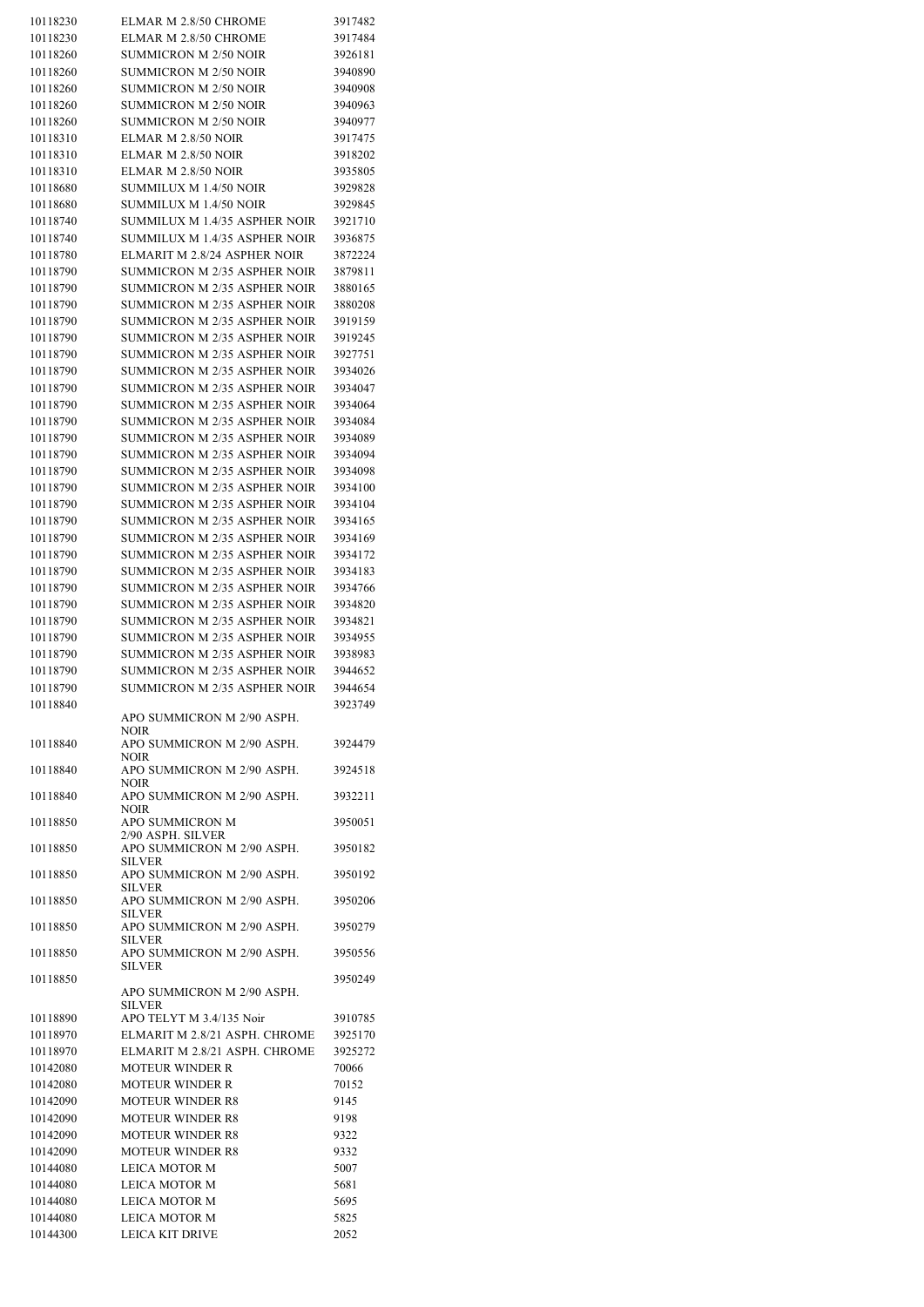| | | |
|---|---|---|
| 10118230 | ELMAR M 2.8/50 CHROME | 3917482 |
| 10118230 | ELMAR M 2.8/50 CHROME | 3917484 |
| 10118260 | SUMMICRON M 2/50 NOIR | 3926181 |
| 10118260 | SUMMICRON M 2/50 NOIR | 3940890 |
| 10118260 | SUMMICRON M 2/50 NOIR | 3940908 |
| 10118260 | SUMMICRON M 2/50 NOIR | 3940963 |
| 10118260 | SUMMICRON M 2/50 NOIR | 3940977 |
| 10118310 | ELMAR M 2.8/50 NOIR | 3917475 |
| 10118310 | ELMAR M 2.8/50 NOIR | 3918202 |
| 10118310 | ELMAR M 2.8/50 NOIR | 3935805 |
| 10118680 | SUMMILUX M 1.4/50 NOIR | 3929828 |
| 10118680 | SUMMILUX M 1.4/50 NOIR | 3929845 |
| 10118740 | SUMMILUX M 1.4/35 ASPHER NOIR | 3921710 |
| 10118740 | SUMMILUX M 1.4/35 ASPHER NOIR | 3936875 |
| 10118780 | ELMARIT M 2.8/24 ASPHER NOIR | 3872224 |
| 10118790 | SUMMICRON M 2/35 ASPHER NOIR | 3879811 |
| 10118790 | SUMMICRON M 2/35 ASPHER NOIR | 3880165 |
| 10118790 | SUMMICRON M 2/35 ASPHER NOIR | 3880208 |
| 10118790 | SUMMICRON M 2/35 ASPHER NOIR | 3919159 |
| 10118790 | SUMMICRON M 2/35 ASPHER NOIR | 3919245 |
| 10118790 | SUMMICRON M 2/35 ASPHER NOIR | 3927751 |
| 10118790 | SUMMICRON M 2/35 ASPHER NOIR | 3934026 |
| 10118790 | SUMMICRON M 2/35 ASPHER NOIR | 3934047 |
| 10118790 | SUMMICRON M 2/35 ASPHER NOIR | 3934064 |
| 10118790 | SUMMICRON M 2/35 ASPHER NOIR | 3934084 |
| 10118790 | SUMMICRON M 2/35 ASPHER NOIR | 3934089 |
| 10118790 | SUMMICRON M 2/35 ASPHER NOIR | 3934094 |
| 10118790 | SUMMICRON M 2/35 ASPHER NOIR | 3934098 |
| 10118790 | SUMMICRON M 2/35 ASPHER NOIR | 3934100 |
| 10118790 | SUMMICRON M 2/35 ASPHER NOIR | 3934104 |
| 10118790 | SUMMICRON M 2/35 ASPHER NOIR | 3934165 |
| 10118790 | SUMMICRON M 2/35 ASPHER NOIR | 3934169 |
| 10118790 | SUMMICRON M 2/35 ASPHER NOIR | 3934172 |
| 10118790 | SUMMICRON M 2/35 ASPHER NOIR | 3934183 |
| 10118790 | SUMMICRON M 2/35 ASPHER NOIR | 3934766 |
| 10118790 | SUMMICRON M 2/35 ASPHER NOIR | 3934820 |
| 10118790 | SUMMICRON M 2/35 ASPHER NOIR | 3934821 |
| 10118790 | SUMMICRON M 2/35 ASPHER NOIR | 3934955 |
| 10118790 | SUMMICRON M 2/35 ASPHER NOIR | 3938983 |
| 10118790 | SUMMICRON M 2/35 ASPHER NOIR | 3944652 |
| 10118790 | SUMMICRON M 2/35 ASPHER NOIR | 3944654 |
| 10118840 | APO SUMMICRON M 2/90 ASPH. NOIR | 3923749 |
| 10118840 | APO SUMMICRON M 2/90 ASPH. NOIR | 3924479 |
| 10118840 | APO SUMMICRON M 2/90 ASPH. NOIR | 3924518 |
| 10118840 | APO SUMMICRON M 2/90 ASPH. NOIR | 3932211 |
| 10118850 | APO SUMMICRON M 2/90 ASPH. SILVER | 3950051 |
| 10118850 | APO SUMMICRON M 2/90 ASPH. SILVER | 3950182 |
| 10118850 | APO SUMMICRON M 2/90 ASPH. SILVER | 3950192 |
| 10118850 | APO SUMMICRON M 2/90 ASPH. SILVER | 3950206 |
| 10118850 | APO SUMMICRON M 2/90 ASPH. SILVER | 3950279 |
| 10118850 | APO SUMMICRON M 2/90 ASPH. SILVER | 3950556 |
| 10118850 | APO SUMMICRON M 2/90 ASPH. SILVER | 3950249 |
| 10118890 | APO TELYT M 3.4/135 Noir | 3910785 |
| 10118970 | ELMARIT M 2.8/21 ASPH. CHROME | 3925170 |
| 10118970 | ELMARIT M 2.8/21 ASPH. CHROME | 3925272 |
| 10142080 | MOTEUR WINDER R | 70066 |
| 10142080 | MOTEUR WINDER R | 70152 |
| 10142090 | MOTEUR WINDER R8 | 9145 |
| 10142090 | MOTEUR WINDER R8 | 9198 |
| 10142090 | MOTEUR WINDER R8 | 9322 |
| 10142090 | MOTEUR WINDER R8 | 9332 |
| 10144080 | LEICA MOTOR M | 5007 |
| 10144080 | LEICA MOTOR M | 5681 |
| 10144080 | LEICA MOTOR M | 5695 |
| 10144080 | LEICA MOTOR M | 5825 |
| 10144300 | LEICA KIT DRIVE | 2052 |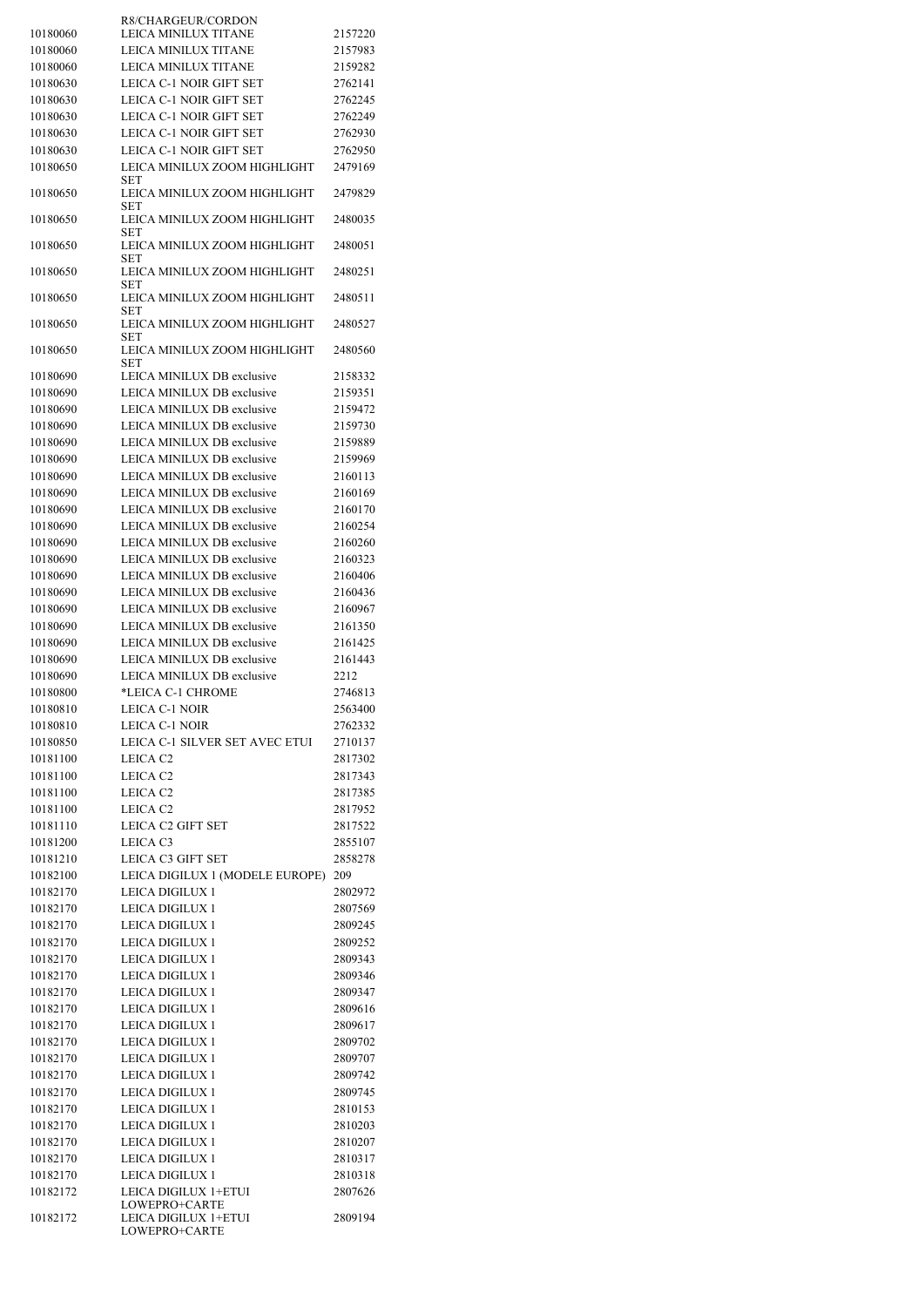| | | |
|---|---|---|
| | R8/CHARGEUR/CORDON | |
| 10180060 | LEICA MINILUX TITANE | 2157220 |
| 10180060 | LEICA MINILUX TITANE | 2157983 |
| 10180060 | LEICA MINILUX TITANE | 2159282 |
| 10180630 | LEICA C-1 NOIR GIFT SET | 2762141 |
| 10180630 | LEICA C-1 NOIR GIFT SET | 2762245 |
| 10180630 | LEICA C-1 NOIR GIFT SET | 2762249 |
| 10180630 | LEICA C-1 NOIR GIFT SET | 2762930 |
| 10180630 | LEICA C-1 NOIR GIFT SET | 2762950 |
| 10180650 | LEICA MINILUX ZOOM HIGHLIGHT SET | 2479169 |
| 10180650 | LEICA MINILUX ZOOM HIGHLIGHT SET | 2479829 |
| 10180650 | LEICA MINILUX ZOOM HIGHLIGHT SET | 2480035 |
| 10180650 | LEICA MINILUX ZOOM HIGHLIGHT SET | 2480051 |
| 10180650 | LEICA MINILUX ZOOM HIGHLIGHT SET | 2480251 |
| 10180650 | LEICA MINILUX ZOOM HIGHLIGHT SET | 2480511 |
| 10180650 | LEICA MINILUX ZOOM HIGHLIGHT SET | 2480527 |
| 10180650 | LEICA MINILUX ZOOM HIGHLIGHT SET | 2480560 |
| 10180690 | LEICA MINILUX DB exclusive | 2158332 |
| 10180690 | LEICA MINILUX DB exclusive | 2159351 |
| 10180690 | LEICA MINILUX DB exclusive | 2159472 |
| 10180690 | LEICA MINILUX DB exclusive | 2159730 |
| 10180690 | LEICA MINILUX DB exclusive | 2159889 |
| 10180690 | LEICA MINILUX DB exclusive | 2159969 |
| 10180690 | LEICA MINILUX DB exclusive | 2160113 |
| 10180690 | LEICA MINILUX DB exclusive | 2160169 |
| 10180690 | LEICA MINILUX DB exclusive | 2160170 |
| 10180690 | LEICA MINILUX DB exclusive | 2160254 |
| 10180690 | LEICA MINILUX DB exclusive | 2160260 |
| 10180690 | LEICA MINILUX DB exclusive | 2160323 |
| 10180690 | LEICA MINILUX DB exclusive | 2160406 |
| 10180690 | LEICA MINILUX DB exclusive | 2160436 |
| 10180690 | LEICA MINILUX DB exclusive | 2160967 |
| 10180690 | LEICA MINILUX DB exclusive | 2161350 |
| 10180690 | LEICA MINILUX DB exclusive | 2161425 |
| 10180690 | LEICA MINILUX DB exclusive | 2161443 |
| 10180690 | LEICA MINILUX DB exclusive | 2212 |
| 10180800 | *LEICA C-1 CHROME | 2746813 |
| 10180810 | LEICA C-1 NOIR | 2563400 |
| 10180810 | LEICA C-1 NOIR | 2762332 |
| 10180850 | LEICA C-1 SILVER SET AVEC ETUI | 2710137 |
| 10181100 | LEICA C2 | 2817302 |
| 10181100 | LEICA C2 | 2817343 |
| 10181100 | LEICA C2 | 2817385 |
| 10181100 | LEICA C2 | 2817952 |
| 10181110 | LEICA C2 GIFT SET | 2817522 |
| 10181200 | LEICA C3 | 2855107 |
| 10181210 | LEICA C3 GIFT SET | 2858278 |
| 10182100 | LEICA DIGILUX 1 (MODELE EUROPE) | 209 |
| 10182170 | LEICA DIGILUX 1 | 2802972 |
| 10182170 | LEICA DIGILUX 1 | 2807569 |
| 10182170 | LEICA DIGILUX 1 | 2809245 |
| 10182170 | LEICA DIGILUX 1 | 2809252 |
| 10182170 | LEICA DIGILUX 1 | 2809343 |
| 10182170 | LEICA DIGILUX 1 | 2809346 |
| 10182170 | LEICA DIGILUX 1 | 2809347 |
| 10182170 | LEICA DIGILUX 1 | 2809616 |
| 10182170 | LEICA DIGILUX 1 | 2809617 |
| 10182170 | LEICA DIGILUX 1 | 2809702 |
| 10182170 | LEICA DIGILUX 1 | 2809707 |
| 10182170 | LEICA DIGILUX 1 | 2809742 |
| 10182170 | LEICA DIGILUX 1 | 2809745 |
| 10182170 | LEICA DIGILUX 1 | 2810153 |
| 10182170 | LEICA DIGILUX 1 | 2810203 |
| 10182170 | LEICA DIGILUX 1 | 2810207 |
| 10182170 | LEICA DIGILUX 1 | 2810317 |
| 10182170 | LEICA DIGILUX 1 | 2810318 |
| 10182172 | LEICA DIGILUX 1+ETUI LOWEPRO+CARTE | 2807626 |
| 10182172 | LEICA DIGILUX 1+ETUI LOWEPRO+CARTE | 2809194 |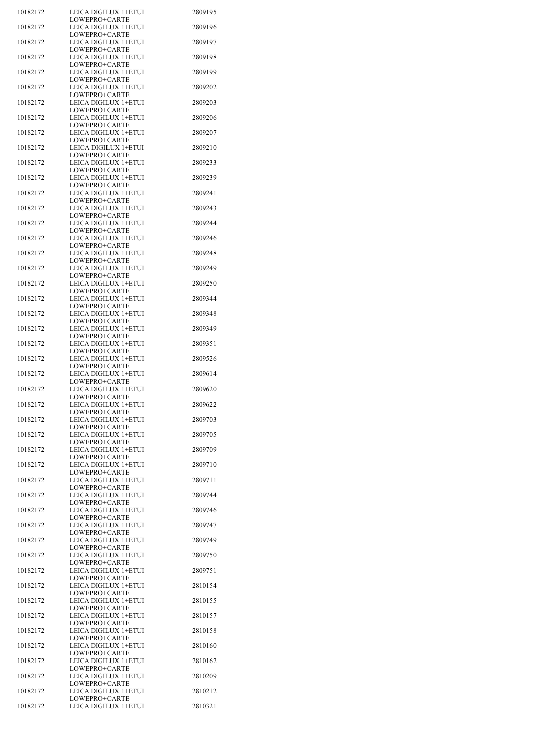| | | |
|---|---|---|
| 10182172 | LEICA DIGILUX 1+ETUI LOWEPRO+CARTE | 2809195 |
| 10182172 | LEICA DIGILUX 1+ETUI LOWEPRO+CARTE | 2809196 |
| 10182172 | LEICA DIGILUX 1+ETUI LOWEPRO+CARTE | 2809197 |
| 10182172 | LEICA DIGILUX 1+ETUI LOWEPRO+CARTE | 2809198 |
| 10182172 | LEICA DIGILUX 1+ETUI LOWEPRO+CARTE | 2809199 |
| 10182172 | LEICA DIGILUX 1+ETUI LOWEPRO+CARTE | 2809202 |
| 10182172 | LEICA DIGILUX 1+ETUI LOWEPRO+CARTE | 2809203 |
| 10182172 | LEICA DIGILUX 1+ETUI LOWEPRO+CARTE | 2809206 |
| 10182172 | LEICA DIGILUX 1+ETUI LOWEPRO+CARTE | 2809207 |
| 10182172 | LEICA DIGILUX 1+ETUI LOWEPRO+CARTE | 2809210 |
| 10182172 | LEICA DIGILUX 1+ETUI LOWEPRO+CARTE | 2809233 |
| 10182172 | LEICA DIGILUX 1+ETUI LOWEPRO+CARTE | 2809239 |
| 10182172 | LEICA DIGILUX 1+ETUI LOWEPRO+CARTE | 2809241 |
| 10182172 | LEICA DIGILUX 1+ETUI LOWEPRO+CARTE | 2809243 |
| 10182172 | LEICA DIGILUX 1+ETUI LOWEPRO+CARTE | 2809244 |
| 10182172 | LEICA DIGILUX 1+ETUI LOWEPRO+CARTE | 2809246 |
| 10182172 | LEICA DIGILUX 1+ETUI LOWEPRO+CARTE | 2809248 |
| 10182172 | LEICA DIGILUX 1+ETUI LOWEPRO+CARTE | 2809249 |
| 10182172 | LEICA DIGILUX 1+ETUI LOWEPRO+CARTE | 2809250 |
| 10182172 | LEICA DIGILUX 1+ETUI LOWEPRO+CARTE | 2809344 |
| 10182172 | LEICA DIGILUX 1+ETUI LOWEPRO+CARTE | 2809348 |
| 10182172 | LEICA DIGILUX 1+ETUI LOWEPRO+CARTE | 2809349 |
| 10182172 | LEICA DIGILUX 1+ETUI LOWEPRO+CARTE | 2809351 |
| 10182172 | LEICA DIGILUX 1+ETUI LOWEPRO+CARTE | 2809526 |
| 10182172 | LEICA DIGILUX 1+ETUI LOWEPRO+CARTE | 2809614 |
| 10182172 | LEICA DIGILUX 1+ETUI LOWEPRO+CARTE | 2809620 |
| 10182172 | LEICA DIGILUX 1+ETUI LOWEPRO+CARTE | 2809622 |
| 10182172 | LEICA DIGILUX 1+ETUI LOWEPRO+CARTE | 2809703 |
| 10182172 | LEICA DIGILUX 1+ETUI LOWEPRO+CARTE | 2809705 |
| 10182172 | LEICA DIGILUX 1+ETUI LOWEPRO+CARTE | 2809709 |
| 10182172 | LEICA DIGILUX 1+ETUI LOWEPRO+CARTE | 2809710 |
| 10182172 | LEICA DIGILUX 1+ETUI LOWEPRO+CARTE | 2809711 |
| 10182172 | LEICA DIGILUX 1+ETUI LOWEPRO+CARTE | 2809744 |
| 10182172 | LEICA DIGILUX 1+ETUI LOWEPRO+CARTE | 2809746 |
| 10182172 | LEICA DIGILUX 1+ETUI LOWEPRO+CARTE | 2809747 |
| 10182172 | LEICA DIGILUX 1+ETUI LOWEPRO+CARTE | 2809749 |
| 10182172 | LEICA DIGILUX 1+ETUI LOWEPRO+CARTE | 2809750 |
| 10182172 | LEICA DIGILUX 1+ETUI LOWEPRO+CARTE | 2809751 |
| 10182172 | LEICA DIGILUX 1+ETUI LOWEPRO+CARTE | 2810154 |
| 10182172 | LEICA DIGILUX 1+ETUI LOWEPRO+CARTE | 2810155 |
| 10182172 | LEICA DIGILUX 1+ETUI LOWEPRO+CARTE | 2810157 |
| 10182172 | LEICA DIGILUX 1+ETUI LOWEPRO+CARTE | 2810158 |
| 10182172 | LEICA DIGILUX 1+ETUI LOWEPRO+CARTE | 2810160 |
| 10182172 | LEICA DIGILUX 1+ETUI LOWEPRO+CARTE | 2810162 |
| 10182172 | LEICA DIGILUX 1+ETUI LOWEPRO+CARTE | 2810209 |
| 10182172 | LEICA DIGILUX 1+ETUI LOWEPRO+CARTE | 2810212 |
| 10182172 | LEICA DIGILUX 1+ETUI | 2810321 |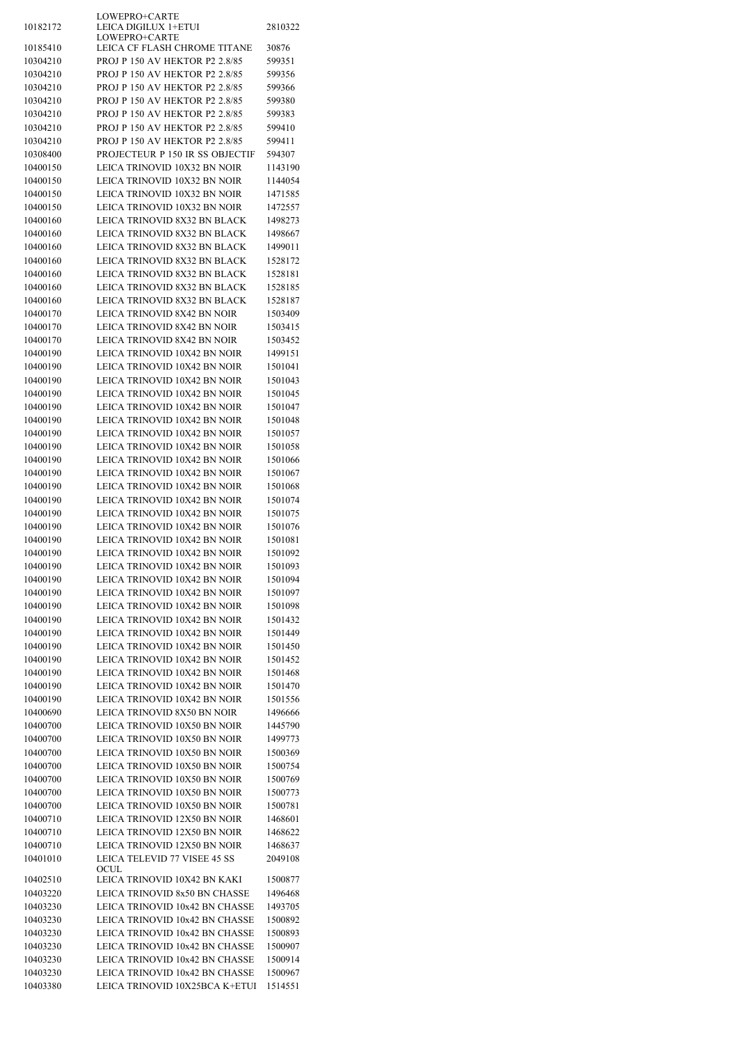| | | |
|---|---|---|
| | LOWEPRO+CARTE | |
| 10182172 | LEICA DIGILUX 1+ETUI LOWEPRO+CARTE | 2810322 |
| 10185410 | LEICA CF FLASH CHROME TITANE | 30876 |
| 10304210 | PROJ P 150 AV HEKTOR P2 2.8/85 | 599351 |
| 10304210 | PROJ P 150 AV HEKTOR P2 2.8/85 | 599356 |
| 10304210 | PROJ P 150 AV HEKTOR P2 2.8/85 | 599366 |
| 10304210 | PROJ P 150 AV HEKTOR P2 2.8/85 | 599380 |
| 10304210 | PROJ P 150 AV HEKTOR P2 2.8/85 | 599383 |
| 10304210 | PROJ P 150 AV HEKTOR P2 2.8/85 | 599410 |
| 10304210 | PROJ P 150 AV HEKTOR P2 2.8/85 | 599411 |
| 10308400 | PROJECTEUR P 150 IR SS OBJECTIF | 594307 |
| 10400150 | LEICA TRINOVID 10X32 BN NOIR | 1143190 |
| 10400150 | LEICA TRINOVID 10X32 BN NOIR | 1144054 |
| 10400150 | LEICA TRINOVID 10X32 BN NOIR | 1471585 |
| 10400150 | LEICA TRINOVID 10X32 BN NOIR | 1472557 |
| 10400160 | LEICA TRINOVID 8X32 BN BLACK | 1498273 |
| 10400160 | LEICA TRINOVID 8X32 BN BLACK | 1498667 |
| 10400160 | LEICA TRINOVID 8X32 BN BLACK | 1499011 |
| 10400160 | LEICA TRINOVID 8X32 BN BLACK | 1528172 |
| 10400160 | LEICA TRINOVID 8X32 BN BLACK | 1528181 |
| 10400160 | LEICA TRINOVID 8X32 BN BLACK | 1528185 |
| 10400160 | LEICA TRINOVID 8X32 BN BLACK | 1528187 |
| 10400170 | LEICA TRINOVID 8X42 BN NOIR | 1503409 |
| 10400170 | LEICA TRINOVID 8X42 BN NOIR | 1503415 |
| 10400170 | LEICA TRINOVID 8X42 BN NOIR | 1503452 |
| 10400190 | LEICA TRINOVID 10X42 BN NOIR | 1499151 |
| 10400190 | LEICA TRINOVID 10X42 BN NOIR | 1501041 |
| 10400190 | LEICA TRINOVID 10X42 BN NOIR | 1501043 |
| 10400190 | LEICA TRINOVID 10X42 BN NOIR | 1501045 |
| 10400190 | LEICA TRINOVID 10X42 BN NOIR | 1501047 |
| 10400190 | LEICA TRINOVID 10X42 BN NOIR | 1501048 |
| 10400190 | LEICA TRINOVID 10X42 BN NOIR | 1501057 |
| 10400190 | LEICA TRINOVID 10X42 BN NOIR | 1501058 |
| 10400190 | LEICA TRINOVID 10X42 BN NOIR | 1501066 |
| 10400190 | LEICA TRINOVID 10X42 BN NOIR | 1501067 |
| 10400190 | LEICA TRINOVID 10X42 BN NOIR | 1501068 |
| 10400190 | LEICA TRINOVID 10X42 BN NOIR | 1501074 |
| 10400190 | LEICA TRINOVID 10X42 BN NOIR | 1501075 |
| 10400190 | LEICA TRINOVID 10X42 BN NOIR | 1501076 |
| 10400190 | LEICA TRINOVID 10X42 BN NOIR | 1501081 |
| 10400190 | LEICA TRINOVID 10X42 BN NOIR | 1501092 |
| 10400190 | LEICA TRINOVID 10X42 BN NOIR | 1501093 |
| 10400190 | LEICA TRINOVID 10X42 BN NOIR | 1501094 |
| 10400190 | LEICA TRINOVID 10X42 BN NOIR | 1501097 |
| 10400190 | LEICA TRINOVID 10X42 BN NOIR | 1501098 |
| 10400190 | LEICA TRINOVID 10X42 BN NOIR | 1501432 |
| 10400190 | LEICA TRINOVID 10X42 BN NOIR | 1501449 |
| 10400190 | LEICA TRINOVID 10X42 BN NOIR | 1501450 |
| 10400190 | LEICA TRINOVID 10X42 BN NOIR | 1501452 |
| 10400190 | LEICA TRINOVID 10X42 BN NOIR | 1501468 |
| 10400190 | LEICA TRINOVID 10X42 BN NOIR | 1501470 |
| 10400190 | LEICA TRINOVID 10X42 BN NOIR | 1501556 |
| 10400690 | LEICA TRINOVID 8X50 BN NOIR | 1496666 |
| 10400700 | LEICA TRINOVID 10X50 BN NOIR | 1445790 |
| 10400700 | LEICA TRINOVID 10X50 BN NOIR | 1499773 |
| 10400700 | LEICA TRINOVID 10X50 BN NOIR | 1500369 |
| 10400700 | LEICA TRINOVID 10X50 BN NOIR | 1500754 |
| 10400700 | LEICA TRINOVID 10X50 BN NOIR | 1500769 |
| 10400700 | LEICA TRINOVID 10X50 BN NOIR | 1500773 |
| 10400700 | LEICA TRINOVID 10X50 BN NOIR | 1500781 |
| 10400710 | LEICA TRINOVID 12X50 BN NOIR | 1468601 |
| 10400710 | LEICA TRINOVID 12X50 BN NOIR | 1468622 |
| 10400710 | LEICA TRINOVID 12X50 BN NOIR | 1468637 |
| 10401010 | LEICA TELEVID 77 VISEE 45 SS OCUL | 2049108 |
| 10402510 | LEICA TRINOVID 10X42 BN KAKI | 1500877 |
| 10403220 | LEICA TRINOVID 8x50 BN CHASSE | 1496468 |
| 10403230 | LEICA TRINOVID 10x42 BN CHASSE | 1493705 |
| 10403230 | LEICA TRINOVID 10x42 BN CHASSE | 1500892 |
| 10403230 | LEICA TRINOVID 10x42 BN CHASSE | 1500893 |
| 10403230 | LEICA TRINOVID 10x42 BN CHASSE | 1500907 |
| 10403230 | LEICA TRINOVID 10x42 BN CHASSE | 1500914 |
| 10403230 | LEICA TRINOVID 10x42 BN CHASSE | 1500967 |
| 10403380 | LEICA TRINOVID 10X25BCA K+ETUI | 1514551 |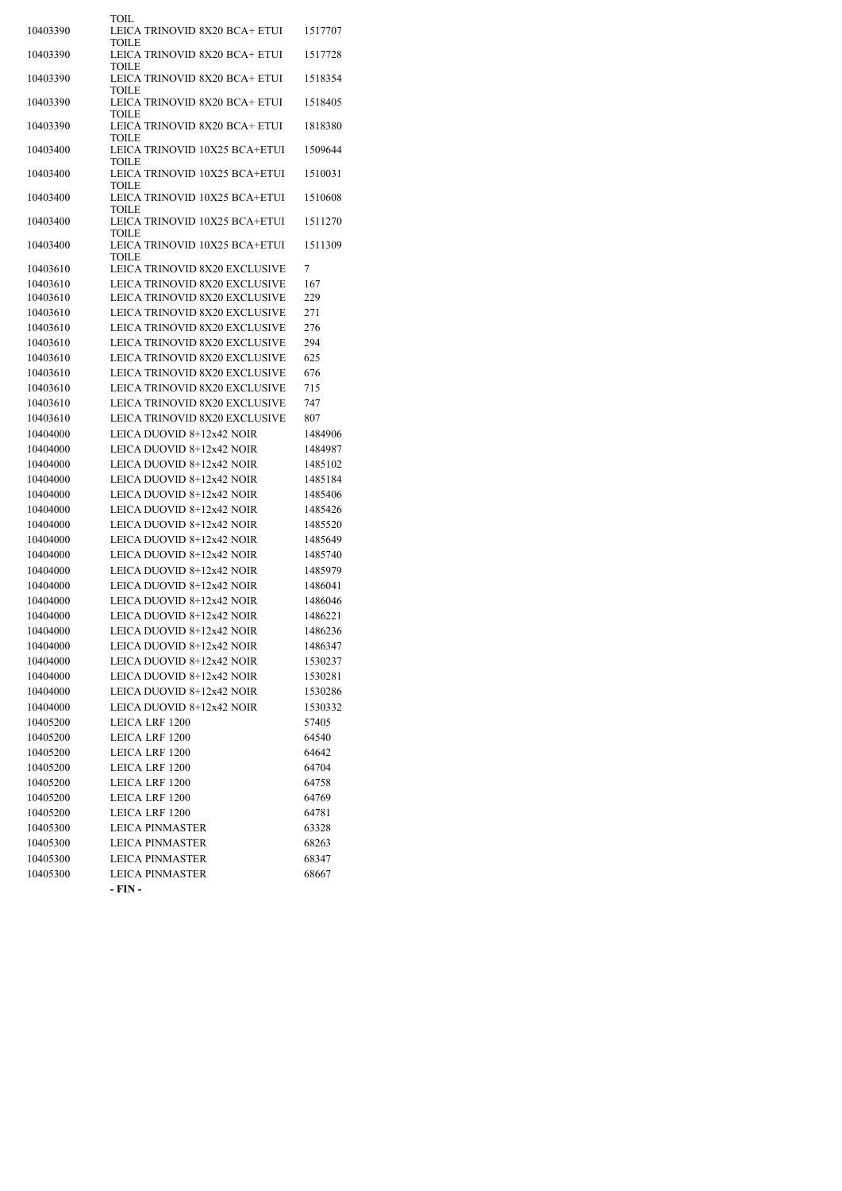| | | |
|---|---|---|
| | TOIL | |
| 10403390 | LEICA TRINOVID 8X20 BCA+ ETUI TOILE | 1517707 |
| 10403390 | LEICA TRINOVID 8X20 BCA+ ETUI TOILE | 1517728 |
| 10403390 | LEICA TRINOVID 8X20 BCA+ ETUI TOILE | 1518354 |
| 10403390 | LEICA TRINOVID 8X20 BCA+ ETUI TOILE | 1518405 |
| 10403390 | LEICA TRINOVID 8X20 BCA+ ETUI TOILE | 1818380 |
| 10403400 | LEICA TRINOVID 10X25 BCA+ETUI TOILE | 1509644 |
| 10403400 | LEICA TRINOVID 10X25 BCA+ETUI TOILE | 1510031 |
| 10403400 | LEICA TRINOVID 10X25 BCA+ETUI TOILE | 1510608 |
| 10403400 | LEICA TRINOVID 10X25 BCA+ETUI TOILE | 1511270 |
| 10403400 | LEICA TRINOVID 10X25 BCA+ETUI TOILE | 1511309 |
| 10403610 | LEICA TRINOVID 8X20 EXCLUSIVE | 7 |
| 10403610 | LEICA TRINOVID 8X20 EXCLUSIVE | 167 |
| 10403610 | LEICA TRINOVID 8X20 EXCLUSIVE | 229 |
| 10403610 | LEICA TRINOVID 8X20 EXCLUSIVE | 271 |
| 10403610 | LEICA TRINOVID 8X20 EXCLUSIVE | 276 |
| 10403610 | LEICA TRINOVID 8X20 EXCLUSIVE | 294 |
| 10403610 | LEICA TRINOVID 8X20 EXCLUSIVE | 625 |
| 10403610 | LEICA TRINOVID 8X20 EXCLUSIVE | 676 |
| 10403610 | LEICA TRINOVID 8X20 EXCLUSIVE | 715 |
| 10403610 | LEICA TRINOVID 8X20 EXCLUSIVE | 747 |
| 10403610 | LEICA TRINOVID 8X20 EXCLUSIVE | 807 |
| 10404000 | LEICA DUOVID 8+12x42 NOIR | 1484906 |
| 10404000 | LEICA DUOVID 8+12x42 NOIR | 1484987 |
| 10404000 | LEICA DUOVID 8+12x42 NOIR | 1485102 |
| 10404000 | LEICA DUOVID 8+12x42 NOIR | 1485184 |
| 10404000 | LEICA DUOVID 8+12x42 NOIR | 1485406 |
| 10404000 | LEICA DUOVID 8+12x42 NOIR | 1485426 |
| 10404000 | LEICA DUOVID 8+12x42 NOIR | 1485520 |
| 10404000 | LEICA DUOVID 8+12x42 NOIR | 1485649 |
| 10404000 | LEICA DUOVID 8+12x42 NOIR | 1485740 |
| 10404000 | LEICA DUOVID 8+12x42 NOIR | 1485979 |
| 10404000 | LEICA DUOVID 8+12x42 NOIR | 1486041 |
| 10404000 | LEICA DUOVID 8+12x42 NOIR | 1486046 |
| 10404000 | LEICA DUOVID 8+12x42 NOIR | 1486221 |
| 10404000 | LEICA DUOVID 8+12x42 NOIR | 1486236 |
| 10404000 | LEICA DUOVID 8+12x42 NOIR | 1486347 |
| 10404000 | LEICA DUOVID 8+12x42 NOIR | 1530237 |
| 10404000 | LEICA DUOVID 8+12x42 NOIR | 1530281 |
| 10404000 | LEICA DUOVID 8+12x42 NOIR | 1530286 |
| 10404000 | LEICA DUOVID 8+12x42 NOIR | 1530332 |
| 10405200 | LEICA LRF 1200 | 57405 |
| 10405200 | LEICA LRF 1200 | 64540 |
| 10405200 | LEICA LRF 1200 | 64642 |
| 10405200 | LEICA LRF 1200 | 64704 |
| 10405200 | LEICA LRF 1200 | 64758 |
| 10405200 | LEICA LRF 1200 | 64769 |
| 10405200 | LEICA LRF 1200 | 64781 |
| 10405300 | LEICA PINMASTER | 63328 |
| 10405300 | LEICA PINMASTER | 68263 |
| 10405300 | LEICA PINMASTER | 68347 |
| 10405300 | LEICA PINMASTER | 68667 |

**- FIN -**